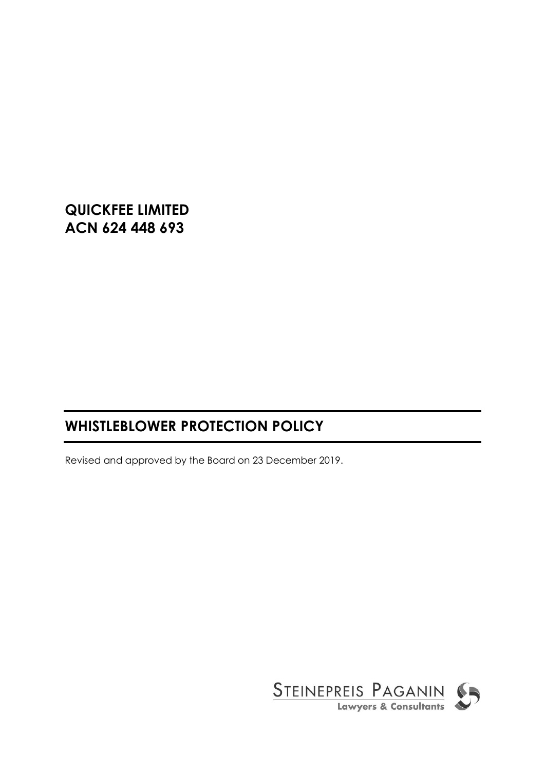**QUICKFEE LIMITED**
**ACN 624 448 693**

# WHISTLEBLOWER PROTECTION POLICY

Revised and approved by the Board on 23 December 2019.

STEINEPREIS PAGANIN
Lawyers & Consultants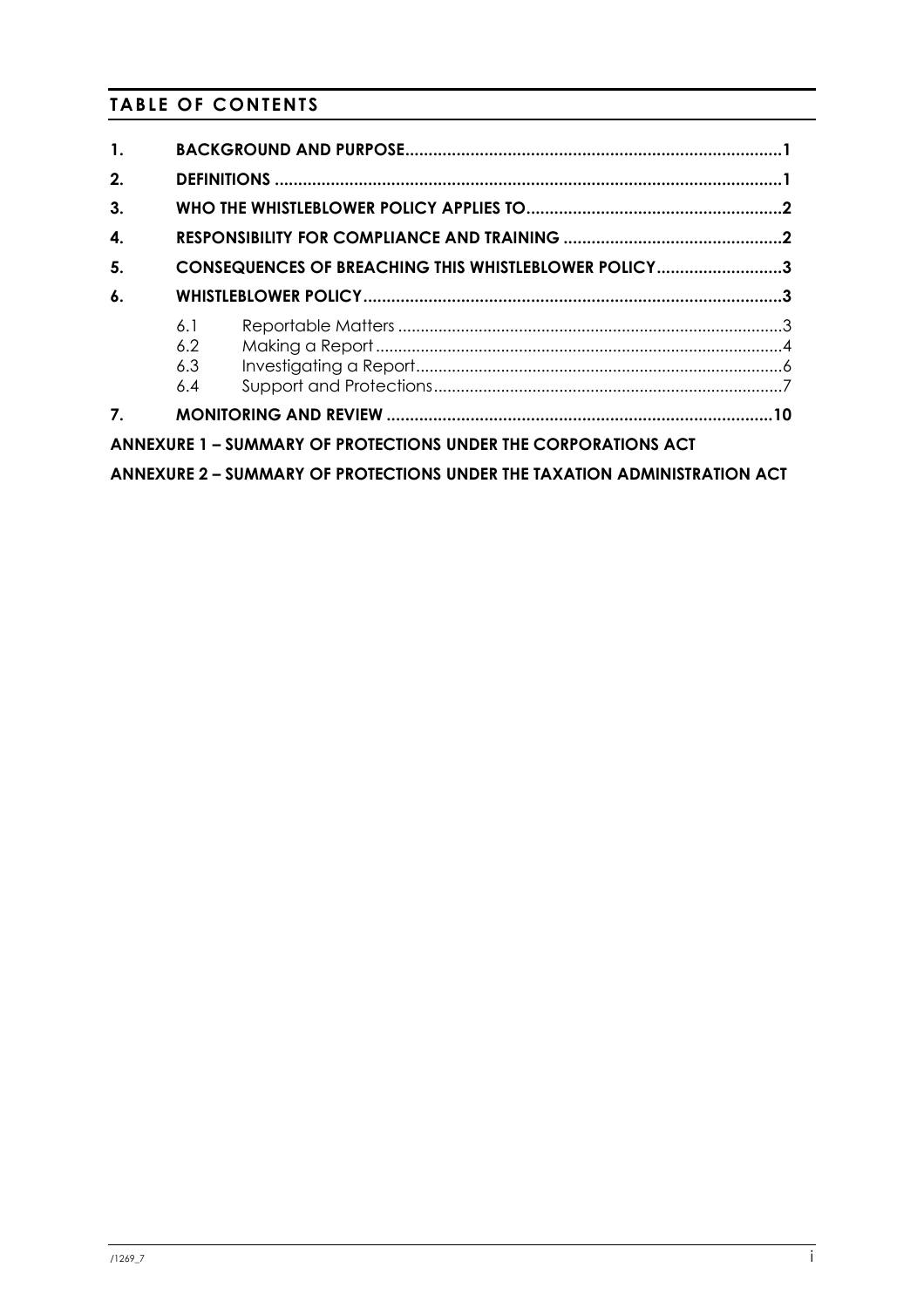## TABLE OF CONTENTS

| | | |
|---|---|---|
| **1.** | **BACKGROUND AND PURPOSE** | **1** |
| **2.** | **DEFINITIONS** | **1** |
| **3.** | **WHO THE WHISTLEBLOWER POLICY APPLIES TO** | **2** |
| **4.** | **RESPONSIBILITY FOR COMPLIANCE AND TRAINING** | **2** |
| **5.** | **CONSEQUENCES OF BREACHING THIS WHISTLEBLOWER POLICY** | **3** |
| **6.** | **WHISTLEBLOWER POLICY** | **3** |
| | 6.1 Reportable Matters | 3 |
| | 6.2 Making a Report | 4 |
| | 6.3 Investigating a Report | 6 |
| | 6.4 Support and Protections | 7 |
| **7.** | **MONITORING AND REVIEW** | **10** |

**ANNEXURE 1 – SUMMARY OF PROTECTIONS UNDER THE CORPORATIONS ACT**

**ANNEXURE 2 – SUMMARY OF PROTECTIONS UNDER THE TAXATION ADMINISTRATION ACT**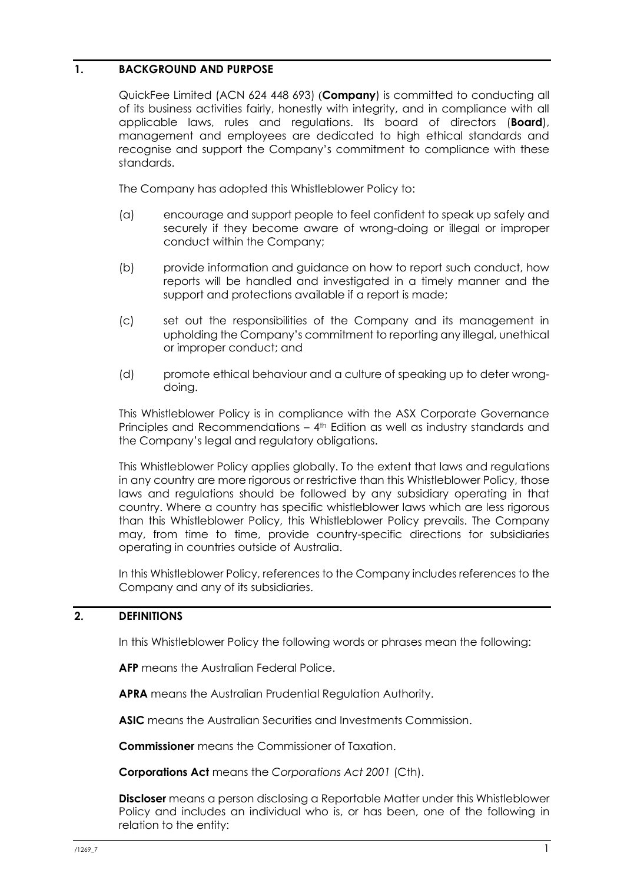## 1. BACKGROUND AND PURPOSE

QuickFee Limited (ACN 624 448 693) (**Company**) is committed to conducting all of its business activities fairly, honestly with integrity, and in compliance with all applicable laws, rules and regulations. Its board of directors (**Board**), management and employees are dedicated to high ethical standards and recognise and support the Company's commitment to compliance with these standards.

The Company has adopted this Whistleblower Policy to:

(a) encourage and support people to feel confident to speak up safely and securely if they become aware of wrong-doing or illegal or improper conduct within the Company;

(b) provide information and guidance on how to report such conduct, how reports will be handled and investigated in a timely manner and the support and protections available if a report is made;

(c) set out the responsibilities of the Company and its management in upholding the Company's commitment to reporting any illegal, unethical or improper conduct; and

(d) promote ethical behaviour and a culture of speaking up to deter wrong-doing.

This Whistleblower Policy is in compliance with the ASX Corporate Governance Principles and Recommendations – 4th Edition as well as industry standards and the Company's legal and regulatory obligations.

This Whistleblower Policy applies globally. To the extent that laws and regulations in any country are more rigorous or restrictive than this Whistleblower Policy, those laws and regulations should be followed by any subsidiary operating in that country. Where a country has specific whistleblower laws which are less rigorous than this Whistleblower Policy, this Whistleblower Policy prevails. The Company may, from time to time, provide country-specific directions for subsidiaries operating in countries outside of Australia.

In this Whistleblower Policy, references to the Company includes references to the Company and any of its subsidiaries.

## 2. DEFINITIONS

In this Whistleblower Policy the following words or phrases mean the following:

**AFP** means the Australian Federal Police.

**APRA** means the Australian Prudential Regulation Authority.

**ASIC** means the Australian Securities and Investments Commission.

**Commissioner** means the Commissioner of Taxation.

**Corporations Act** means the *Corporations Act 2001* (Cth).

**Discloser** means a person disclosing a Reportable Matter under this Whistleblower Policy and includes an individual who is, or has been, one of the following in relation to the entity: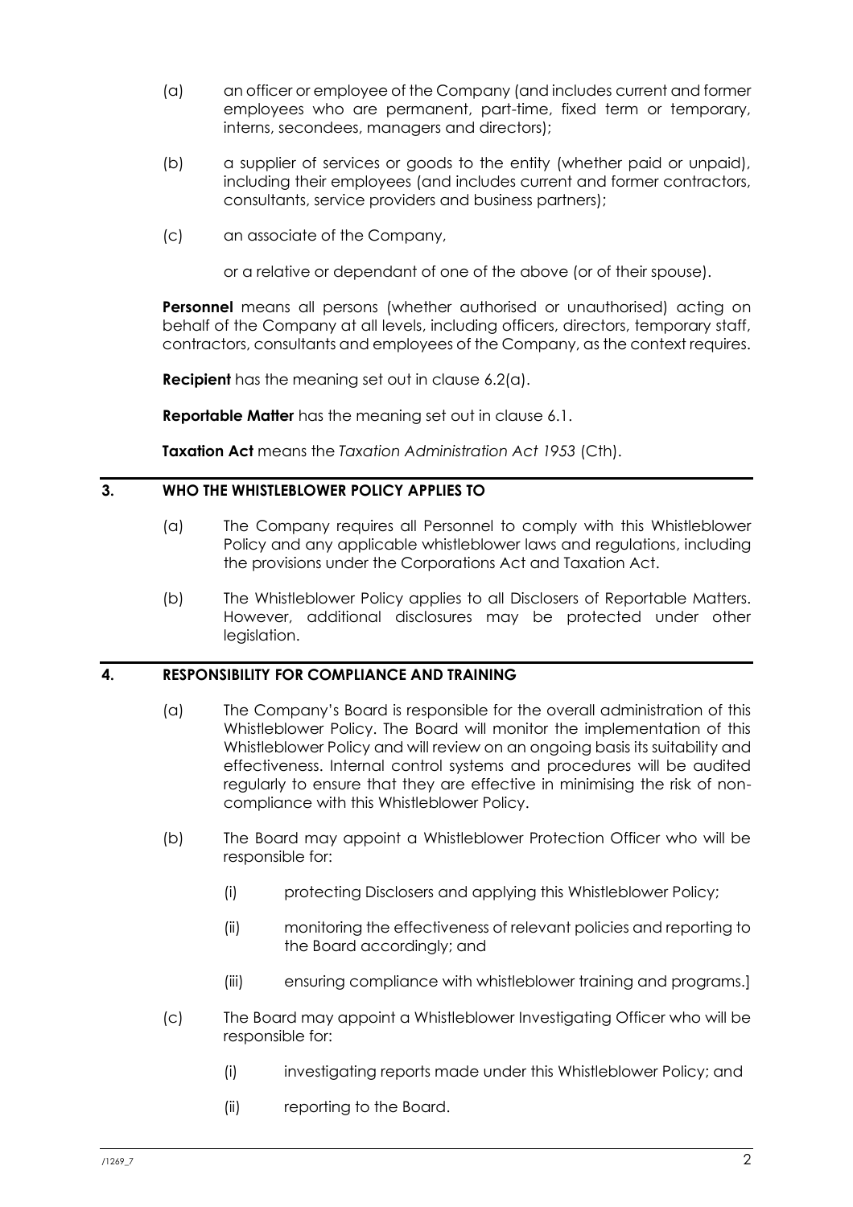(a) an officer or employee of the Company (and includes current and former employees who are permanent, part-time, fixed term or temporary, interns, secondees, managers and directors);

(b) a supplier of services or goods to the entity (whether paid or unpaid), including their employees (and includes current and former contractors, consultants, service providers and business partners);

(c) an associate of the Company,

or a relative or dependant of one of the above (or of their spouse).

**Personnel** means all persons (whether authorised or unauthorised) acting on behalf of the Company at all levels, including officers, directors, temporary staff, contractors, consultants and employees of the Company, as the context requires.

**Recipient** has the meaning set out in clause 6.2(a).

**Reportable Matter** has the meaning set out in clause 6.1.

**Taxation Act** means the *Taxation Administration Act 1953* (Cth).

## 3. WHO THE WHISTLEBLOWER POLICY APPLIES TO

(a) The Company requires all Personnel to comply with this Whistleblower Policy and any applicable whistleblower laws and regulations, including the provisions under the Corporations Act and Taxation Act.

(b) The Whistleblower Policy applies to all Disclosers of Reportable Matters. However, additional disclosures may be protected under other legislation.

## 4. RESPONSIBILITY FOR COMPLIANCE AND TRAINING

(a) The Company's Board is responsible for the overall administration of this Whistleblower Policy. The Board will monitor the implementation of this Whistleblower Policy and will review on an ongoing basis its suitability and effectiveness. Internal control systems and procedures will be audited regularly to ensure that they are effective in minimising the risk of non-compliance with this Whistleblower Policy.

(b) The Board may appoint a Whistleblower Protection Officer who will be responsible for:

(i) protecting Disclosers and applying this Whistleblower Policy;

(ii) monitoring the effectiveness of relevant policies and reporting to the Board accordingly; and

(iii) ensuring compliance with whistleblower training and programs.]

(c) The Board may appoint a Whistleblower Investigating Officer who will be responsible for:

(i) investigating reports made under this Whistleblower Policy; and

(ii) reporting to the Board.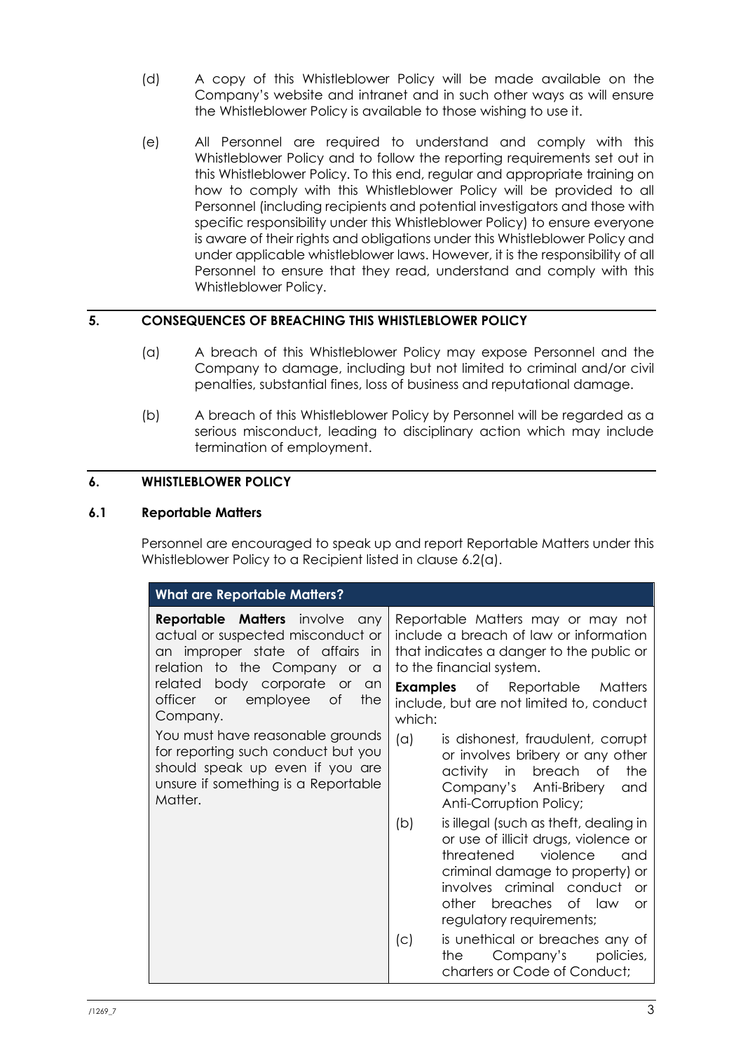(d) A copy of this Whistleblower Policy will be made available on the Company's website and intranet and in such other ways as will ensure the Whistleblower Policy is available to those wishing to use it.

(e) All Personnel are required to understand and comply with this Whistleblower Policy and to follow the reporting requirements set out in this Whistleblower Policy. To this end, regular and appropriate training on how to comply with this Whistleblower Policy will be provided to all Personnel (including recipients and potential investigators and those with specific responsibility under this Whistleblower Policy) to ensure everyone is aware of their rights and obligations under this Whistleblower Policy and under applicable whistleblower laws. However, it is the responsibility of all Personnel to ensure that they read, understand and comply with this Whistleblower Policy.

## 5. CONSEQUENCES OF BREACHING THIS WHISTLEBLOWER POLICY

(a) A breach of this Whistleblower Policy may expose Personnel and the Company to damage, including but not limited to criminal and/or civil penalties, substantial fines, loss of business and reputational damage.

(b) A breach of this Whistleblower Policy by Personnel will be regarded as a serious misconduct, leading to disciplinary action which may include termination of employment.

## 6. WHISTLEBLOWER POLICY

### 6.1 Reportable Matters

Personnel are encouraged to speak up and report Reportable Matters under this Whistleblower Policy to a Recipient listed in clause 6.2(a).

| What are Reportable Matters? | |
|---|---|
| **Reportable Matters** involve any actual or suspected misconduct or an improper state of affairs in relation to the Company or a related body corporate or an officer or employee of the Company.<br><br>You must have reasonable grounds for reporting such conduct but you should speak up even if you are unsure if something is a Reportable Matter. | Reportable Matters may or may not include a breach of law or information that indicates a danger to the public or to the financial system.<br><br>**Examples** of Reportable Matters include, but are not limited to, conduct which:<br><br>(a) is dishonest, fraudulent, corrupt or involves bribery or any other activity in breach of the Company's Anti-Bribery and Anti-Corruption Policy;<br><br>(b) is illegal (such as theft, dealing in or use of illicit drugs, violence or threatened violence and criminal damage to property) or involves criminal conduct or other breaches of law or regulatory requirements;<br><br>(c) is unethical or breaches any of the Company's policies, charters or Code of Conduct; |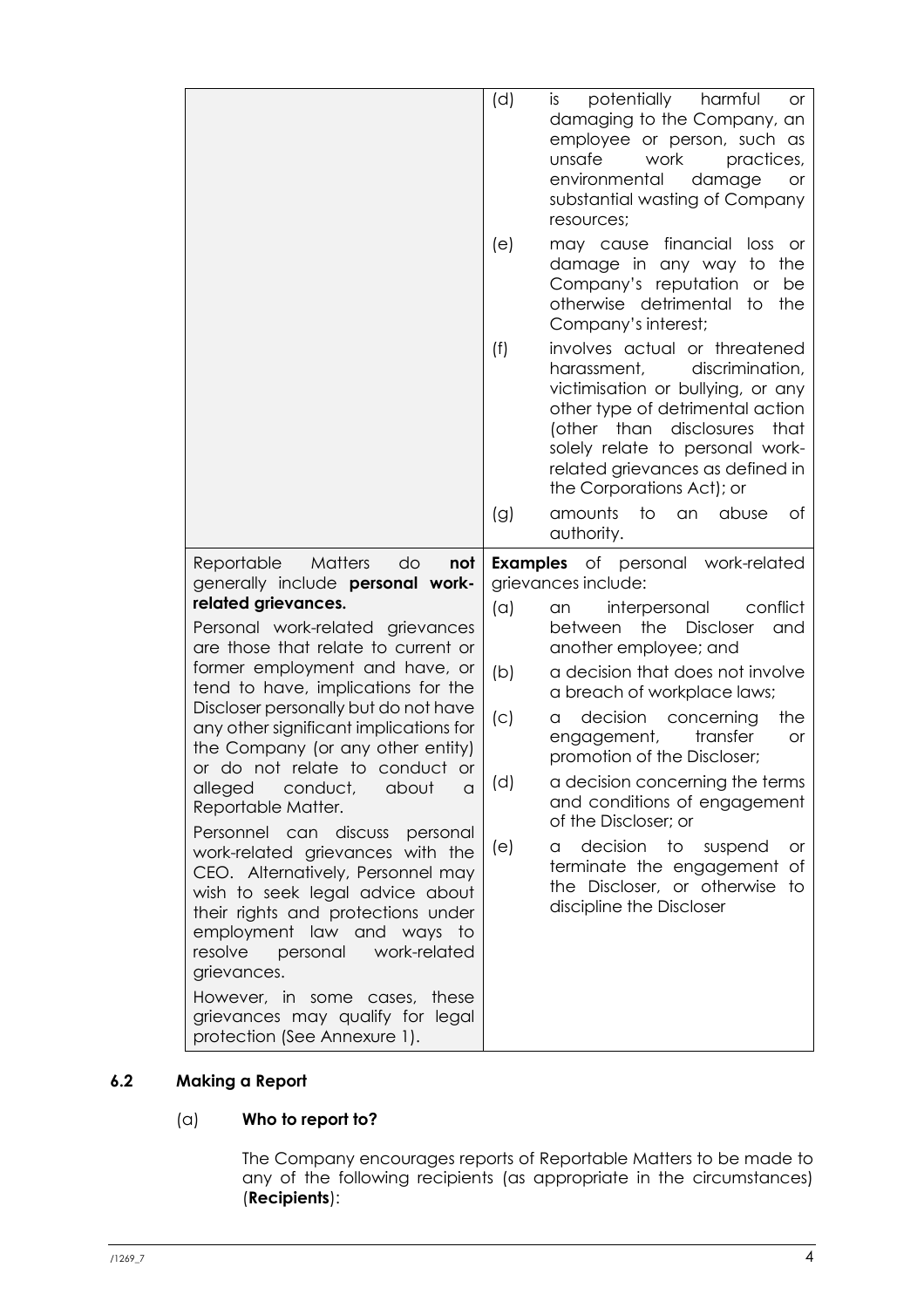| | |
|---|---|
| | (d) is potentially harmful or damaging to the Company, an employee or person, such as unsafe work practices, environmental damage or substantial wasting of Company resources;<br><br>(e) may cause financial loss or damage in any way to the Company's reputation or be otherwise detrimental to the Company's interest;<br><br>(f) involves actual or threatened harassment, discrimination, victimisation or bullying, or any other type of detrimental action (other than disclosures that solely relate to personal work-related grievances as defined in the Corporations Act); or<br><br>(g) amounts to an abuse of authority. |
| Reportable Matters do **not** generally include **personal work-related grievances.**<br><br>Personal work-related grievances are those that relate to current or former employment and have, or tend to have, implications for the Discloser personally but do not have any other significant implications for the Company (or any other entity) or do not relate to conduct or alleged conduct, about a Reportable Matter.<br><br>Personnel can discuss personal work-related grievances with the CEO. Alternatively, Personnel may wish to seek legal advice about their rights and protections under employment law and ways to resolve personal work-related grievances.<br><br>However, in some cases, these grievances may qualify for legal protection (See Annexure 1). | **Examples** of personal work-related grievances include:<br><br>(a) an interpersonal conflict between the Discloser and another employee; and<br><br>(b) a decision that does not involve a breach of workplace laws;<br><br>(c) a decision concerning the engagement, transfer or promotion of the Discloser;<br><br>(d) a decision concerning the terms and conditions of engagement of the Discloser; or<br><br>(e) a decision to suspend or terminate the engagement of the Discloser, or otherwise to discipline the Discloser |

### 6.2 Making a Report

(a) **Who to report to?**

The Company encourages reports of Reportable Matters to be made to any of the following recipients (as appropriate in the circumstances) (**Recipients**):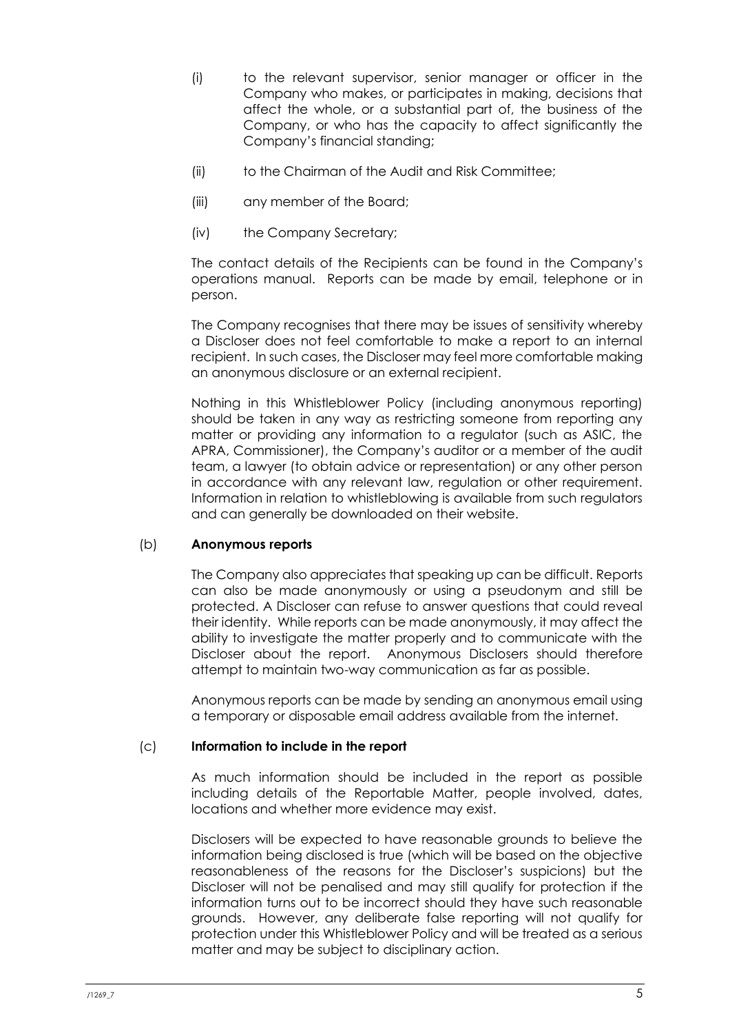(i) to the relevant supervisor, senior manager or officer in the Company who makes, or participates in making, decisions that affect the whole, or a substantial part of, the business of the Company, or who has the capacity to affect significantly the Company's financial standing;

(ii) to the Chairman of the Audit and Risk Committee;

(iii) any member of the Board;

(iv) the Company Secretary;

The contact details of the Recipients can be found in the Company's operations manual. Reports can be made by email, telephone or in person.

The Company recognises that there may be issues of sensitivity whereby a Discloser does not feel comfortable to make a report to an internal recipient. In such cases, the Discloser may feel more comfortable making an anonymous disclosure or an external recipient.

Nothing in this Whistleblower Policy (including anonymous reporting) should be taken in any way as restricting someone from reporting any matter or providing any information to a regulator (such as ASIC, the APRA, Commissioner), the Company's auditor or a member of the audit team, a lawyer (to obtain advice or representation) or any other person in accordance with any relevant law, regulation or other requirement. Information in relation to whistleblowing is available from such regulators and can generally be downloaded on their website.

(b) **Anonymous reports**

The Company also appreciates that speaking up can be difficult. Reports can also be made anonymously or using a pseudonym and still be protected. A Discloser can refuse to answer questions that could reveal their identity. While reports can be made anonymously, it may affect the ability to investigate the matter properly and to communicate with the Discloser about the report. Anonymous Disclosers should therefore attempt to maintain two-way communication as far as possible.

Anonymous reports can be made by sending an anonymous email using a temporary or disposable email address available from the internet.

(c) **Information to include in the report**

As much information should be included in the report as possible including details of the Reportable Matter, people involved, dates, locations and whether more evidence may exist.

Disclosers will be expected to have reasonable grounds to believe the information being disclosed is true (which will be based on the objective reasonableness of the reasons for the Discloser's suspicions) but the Discloser will not be penalised and may still qualify for protection if the information turns out to be incorrect should they have such reasonable grounds. However, any deliberate false reporting will not qualify for protection under this Whistleblower Policy and will be treated as a serious matter and may be subject to disciplinary action.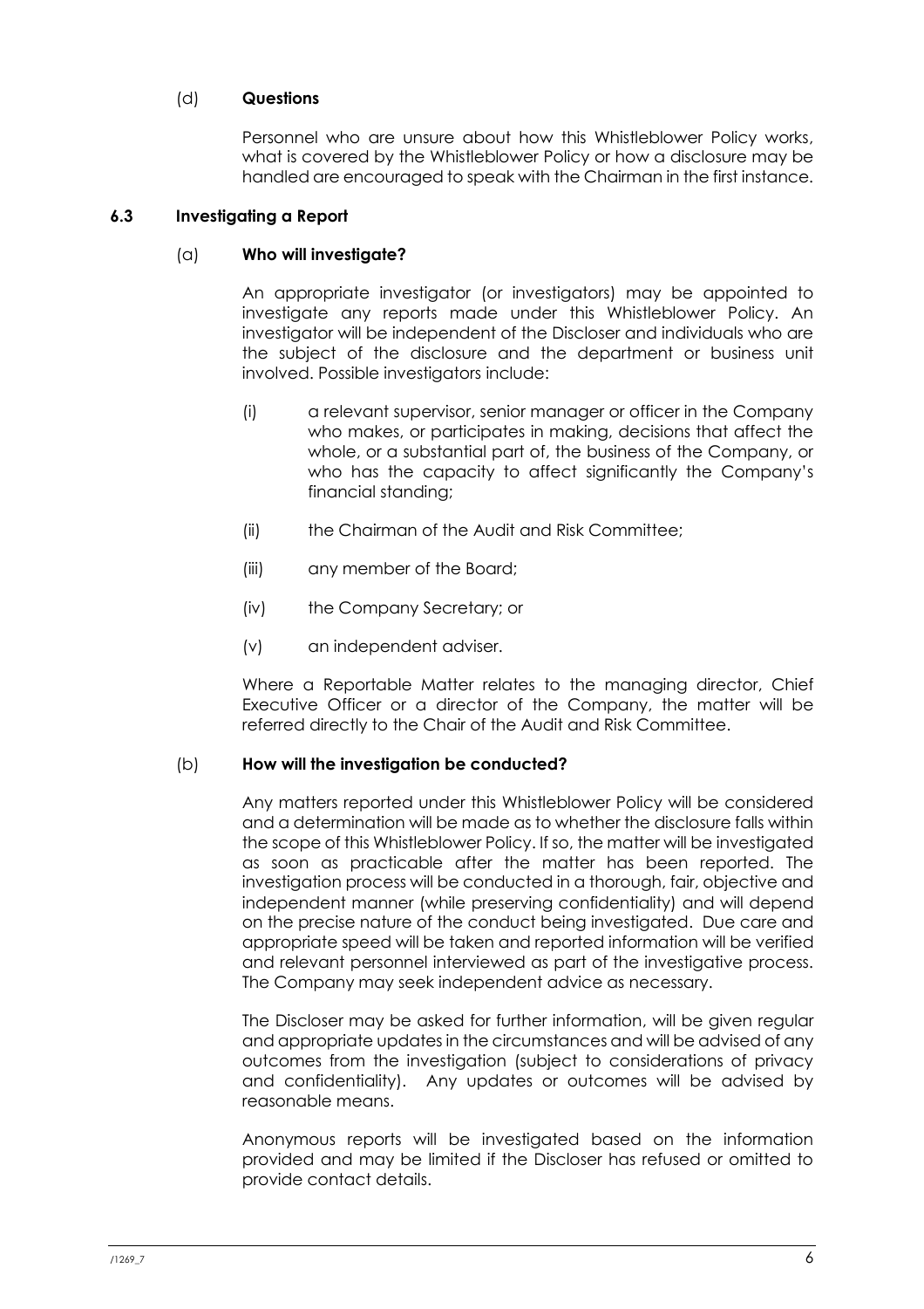(d) **Questions**

Personnel who are unsure about how this Whistleblower Policy works, what is covered by the Whistleblower Policy or how a disclosure may be handled are encouraged to speak with the Chairman in the first instance.

### 6.3 Investigating a Report

(a) **Who will investigate?**

An appropriate investigator (or investigators) may be appointed to investigate any reports made under this Whistleblower Policy. An investigator will be independent of the Discloser and individuals who are the subject of the disclosure and the department or business unit involved. Possible investigators include:

(i) a relevant supervisor, senior manager or officer in the Company who makes, or participates in making, decisions that affect the whole, or a substantial part of, the business of the Company, or who has the capacity to affect significantly the Company's financial standing;

(ii) the Chairman of the Audit and Risk Committee;

(iii) any member of the Board;

(iv) the Company Secretary; or

(v) an independent adviser.

Where a Reportable Matter relates to the managing director, Chief Executive Officer or a director of the Company, the matter will be referred directly to the Chair of the Audit and Risk Committee.

(b) **How will the investigation be conducted?**

Any matters reported under this Whistleblower Policy will be considered and a determination will be made as to whether the disclosure falls within the scope of this Whistleblower Policy. If so, the matter will be investigated as soon as practicable after the matter has been reported. The investigation process will be conducted in a thorough, fair, objective and independent manner (while preserving confidentiality) and will depend on the precise nature of the conduct being investigated. Due care and appropriate speed will be taken and reported information will be verified and relevant personnel interviewed as part of the investigative process. The Company may seek independent advice as necessary.

The Discloser may be asked for further information, will be given regular and appropriate updates in the circumstances and will be advised of any outcomes from the investigation (subject to considerations of privacy and confidentiality). Any updates or outcomes will be advised by reasonable means.

Anonymous reports will be investigated based on the information provided and may be limited if the Discloser has refused or omitted to provide contact details.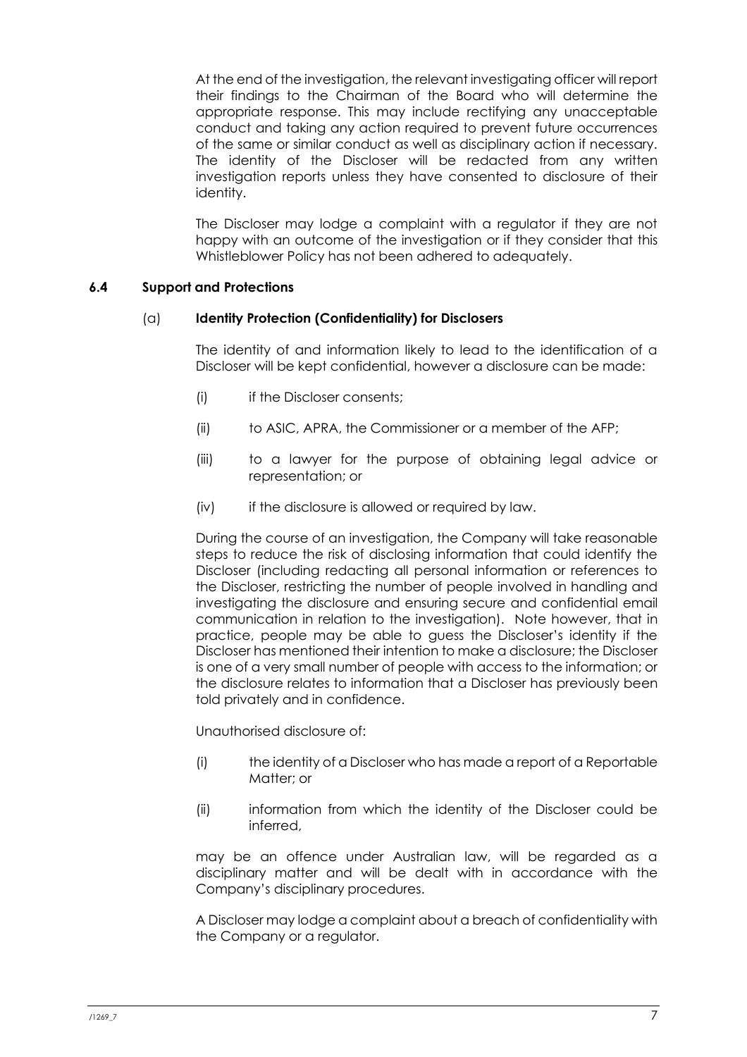At the end of the investigation, the relevant investigating officer will report their findings to the Chairman of the Board who will determine the appropriate response. This may include rectifying any unacceptable conduct and taking any action required to prevent future occurrences of the same or similar conduct as well as disciplinary action if necessary. The identity of the Discloser will be redacted from any written investigation reports unless they have consented to disclosure of their identity.

The Discloser may lodge a complaint with a regulator if they are not happy with an outcome of the investigation or if they consider that this Whistleblower Policy has not been adhered to adequately.

### 6.4 Support and Protections

#### (a) Identity Protection (Confidentiality) for Disclosers

The identity of and information likely to lead to the identification of a Discloser will be kept confidential, however a disclosure can be made:

(i) if the Discloser consents;

(ii) to ASIC, APRA, the Commissioner or a member of the AFP;

(iii) to a lawyer for the purpose of obtaining legal advice or representation; or

(iv) if the disclosure is allowed or required by law.

During the course of an investigation, the Company will take reasonable steps to reduce the risk of disclosing information that could identify the Discloser (including redacting all personal information or references to the Discloser, restricting the number of people involved in handling and investigating the disclosure and ensuring secure and confidential email communication in relation to the investigation). Note however, that in practice, people may be able to guess the Discloser's identity if the Discloser has mentioned their intention to make a disclosure; the Discloser is one of a very small number of people with access to the information; or the disclosure relates to information that a Discloser has previously been told privately and in confidence.

Unauthorised disclosure of:

(i) the identity of a Discloser who has made a report of a Reportable Matter; or

(ii) information from which the identity of the Discloser could be inferred,

may be an offence under Australian law, will be regarded as a disciplinary matter and will be dealt with in accordance with the Company's disciplinary procedures.

A Discloser may lodge a complaint about a breach of confidentiality with the Company or a regulator.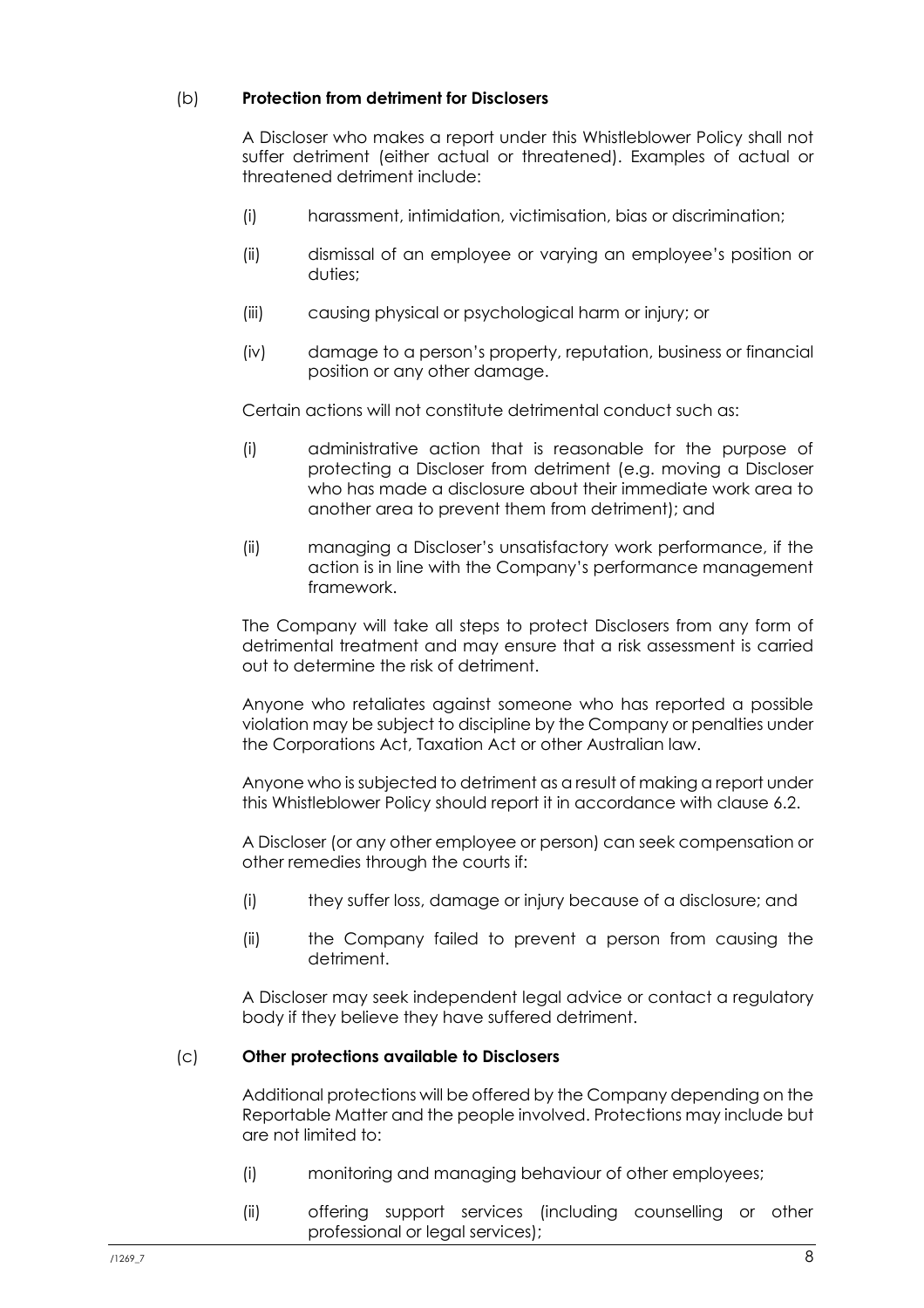(b) **Protection from detriment for Disclosers**

A Discloser who makes a report under this Whistleblower Policy shall not suffer detriment (either actual or threatened). Examples of actual or threatened detriment include:

(i) harassment, intimidation, victimisation, bias or discrimination;

(ii) dismissal of an employee or varying an employee's position or duties;

(iii) causing physical or psychological harm or injury; or

(iv) damage to a person's property, reputation, business or financial position or any other damage.

Certain actions will not constitute detrimental conduct such as:

(i) administrative action that is reasonable for the purpose of protecting a Discloser from detriment (e.g. moving a Discloser who has made a disclosure about their immediate work area to another area to prevent them from detriment); and

(ii) managing a Discloser's unsatisfactory work performance, if the action is in line with the Company's performance management framework.

The Company will take all steps to protect Disclosers from any form of detrimental treatment and may ensure that a risk assessment is carried out to determine the risk of detriment.

Anyone who retaliates against someone who has reported a possible violation may be subject to discipline by the Company or penalties under the Corporations Act, Taxation Act or other Australian law.

Anyone who is subjected to detriment as a result of making a report under this Whistleblower Policy should report it in accordance with clause 6.2.

A Discloser (or any other employee or person) can seek compensation or other remedies through the courts if:

(i) they suffer loss, damage or injury because of a disclosure; and

(ii) the Company failed to prevent a person from causing the detriment.

A Discloser may seek independent legal advice or contact a regulatory body if they believe they have suffered detriment.

(c) **Other protections available to Disclosers**

Additional protections will be offered by the Company depending on the Reportable Matter and the people involved. Protections may include but are not limited to:

(i) monitoring and managing behaviour of other employees;

(ii) offering support services (including counselling or other professional or legal services);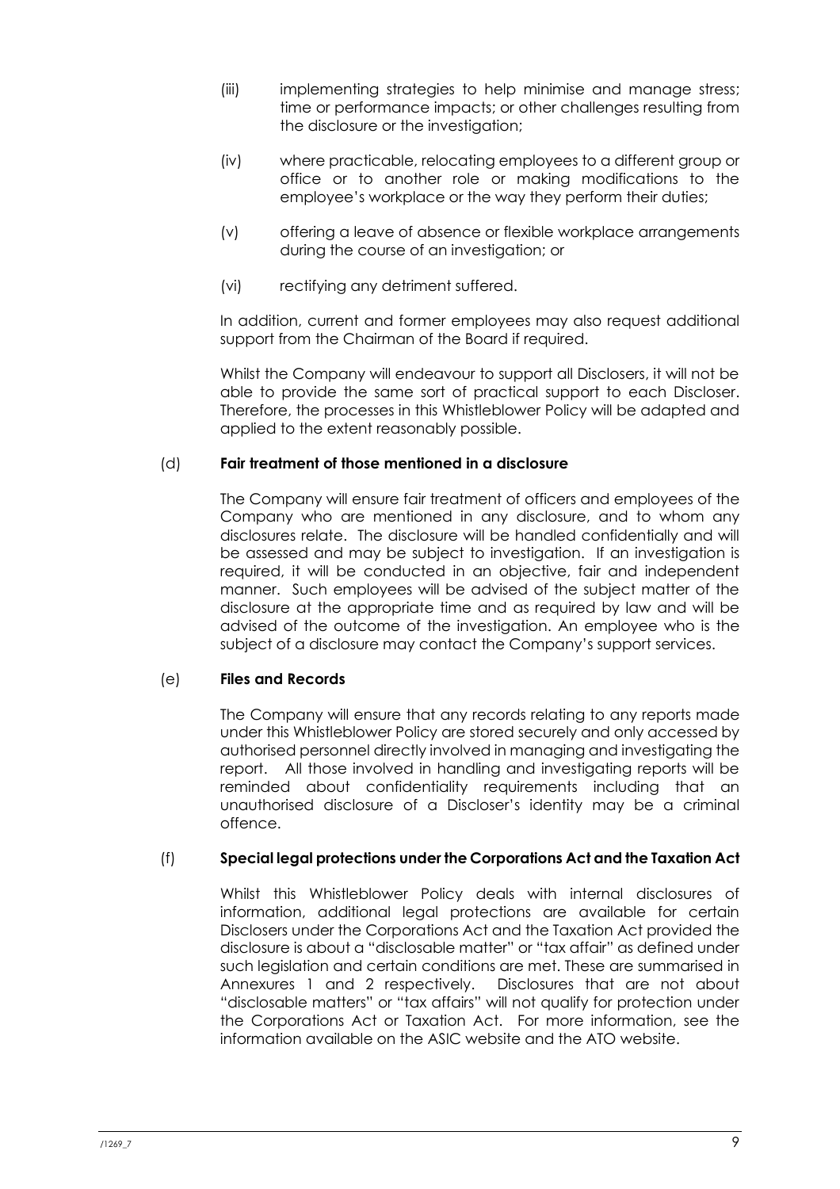(iii) implementing strategies to help minimise and manage stress; time or performance impacts; or other challenges resulting from the disclosure or the investigation;

(iv) where practicable, relocating employees to a different group or office or to another role or making modifications to the employee's workplace or the way they perform their duties;

(v) offering a leave of absence or flexible workplace arrangements during the course of an investigation; or

(vi) rectifying any detriment suffered.

In addition, current and former employees may also request additional support from the Chairman of the Board if required.

Whilst the Company will endeavour to support all Disclosers, it will not be able to provide the same sort of practical support to each Discloser. Therefore, the processes in this Whistleblower Policy will be adapted and applied to the extent reasonably possible.

(d) **Fair treatment of those mentioned in a disclosure**

The Company will ensure fair treatment of officers and employees of the Company who are mentioned in any disclosure, and to whom any disclosures relate. The disclosure will be handled confidentially and will be assessed and may be subject to investigation. If an investigation is required, it will be conducted in an objective, fair and independent manner. Such employees will be advised of the subject matter of the disclosure at the appropriate time and as required by law and will be advised of the outcome of the investigation. An employee who is the subject of a disclosure may contact the Company's support services.

(e) **Files and Records**

The Company will ensure that any records relating to any reports made under this Whistleblower Policy are stored securely and only accessed by authorised personnel directly involved in managing and investigating the report. All those involved in handling and investigating reports will be reminded about confidentiality requirements including that an unauthorised disclosure of a Discloser's identity may be a criminal offence.

(f) **Special legal protections under the Corporations Act and the Taxation Act**

Whilst this Whistleblower Policy deals with internal disclosures of information, additional legal protections are available for certain Disclosers under the Corporations Act and the Taxation Act provided the disclosure is about a "disclosable matter" or "tax affair" as defined under such legislation and certain conditions are met. These are summarised in Annexures 1 and 2 respectively. Disclosures that are not about "disclosable matters" or "tax affairs" will not qualify for protection under the Corporations Act or Taxation Act. For more information, see the information available on the ASIC website and the ATO website.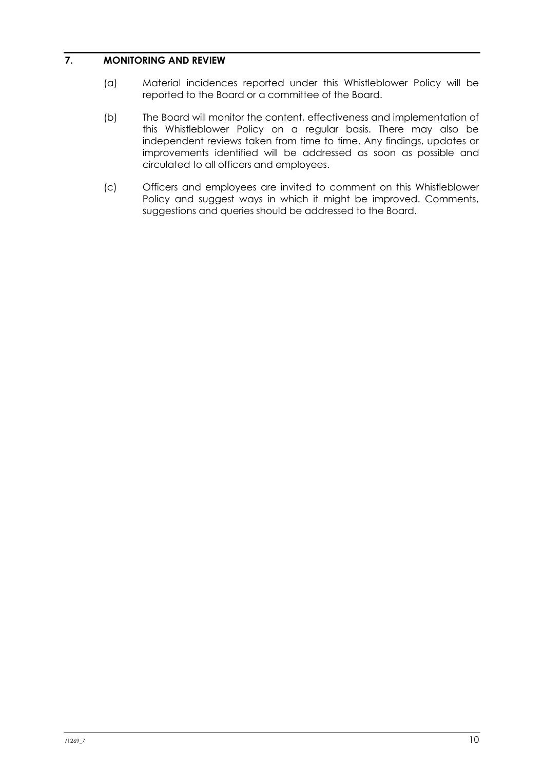## 7. MONITORING AND REVIEW

(a) Material incidences reported under this Whistleblower Policy will be reported to the Board or a committee of the Board.

(b) The Board will monitor the content, effectiveness and implementation of this Whistleblower Policy on a regular basis. There may also be independent reviews taken from time to time. Any findings, updates or improvements identified will be addressed as soon as possible and circulated to all officers and employees.

(c) Officers and employees are invited to comment on this Whistleblower Policy and suggest ways in which it might be improved. Comments, suggestions and queries should be addressed to the Board.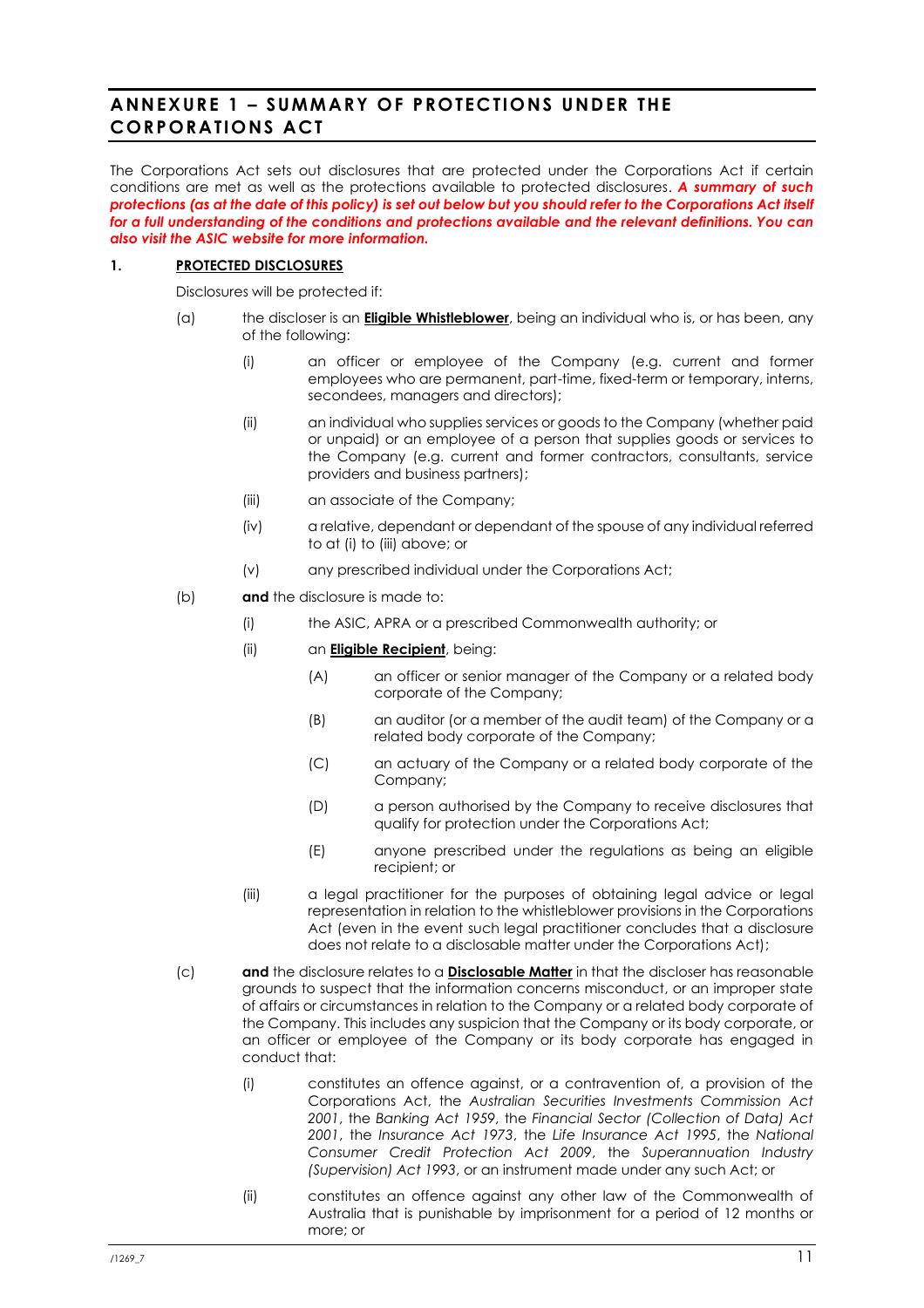# ANNEXURE 1 – SUMMARY OF PROTECTIONS UNDER THE CORPORATIONS ACT

The Corporations Act sets out disclosures that are protected under the Corporations Act if certain conditions are met as well as the protections available to protected disclosures. ***A summary of such protections (as at the date of this policy) is set out below but you should refer to the Corporations Act itself for a full understanding of the conditions and protections available and the relevant definitions. You can also visit the ASIC website for more information.***

## 1. PROTECTED DISCLOSURES

Disclosures will be protected if:

(a) the discloser is an **Eligible Whistleblower**, being an individual who is, or has been, any of the following:

   (i) an officer or employee of the Company (e.g. current and former employees who are permanent, part-time, fixed-term or temporary, interns, secondees, managers and directors);

   (ii) an individual who supplies services or goods to the Company (whether paid or unpaid) or an employee of a person that supplies goods or services to the Company (e.g. current and former contractors, consultants, service providers and business partners);

   (iii) an associate of the Company;

   (iv) a relative, dependant or dependant of the spouse of any individual referred to at (i) to (iii) above; or

   (v) any prescribed individual under the Corporations Act;

(b) **and** the disclosure is made to:

   (i) the ASIC, APRA or a prescribed Commonwealth authority; or

   (ii) an **Eligible Recipient**, being:

      (A) an officer or senior manager of the Company or a related body corporate of the Company;

      (B) an auditor (or a member of the audit team) of the Company or a related body corporate of the Company;

      (C) an actuary of the Company or a related body corporate of the Company;

      (D) a person authorised by the Company to receive disclosures that qualify for protection under the Corporations Act;

      (E) anyone prescribed under the regulations as being an eligible recipient; or

   (iii) a legal practitioner for the purposes of obtaining legal advice or legal representation in relation to the whistleblower provisions in the Corporations Act (even in the event such legal practitioner concludes that a disclosure does not relate to a disclosable matter under the Corporations Act);

(c) **and** the disclosure relates to a **Disclosable Matter** in that the discloser has reasonable grounds to suspect that the information concerns misconduct, or an improper state of affairs or circumstances in relation to the Company or a related body corporate of the Company. This includes any suspicion that the Company or its body corporate, or an officer or employee of the Company or its body corporate has engaged in conduct that:

   (i) constitutes an offence against, or a contravention of, a provision of the Corporations Act, the *Australian Securities Investments Commission Act 2001*, the *Banking Act 1959*, the *Financial Sector (Collection of Data) Act 2001*, the *Insurance Act 1973*, the *Life Insurance Act 1995*, the *National Consumer Credit Protection Act 2009*, the *Superannuation Industry (Supervision) Act 1993*, or an instrument made under any such Act; or

   (ii) constitutes an offence against any other law of the Commonwealth of Australia that is punishable by imprisonment for a period of 12 months or more; or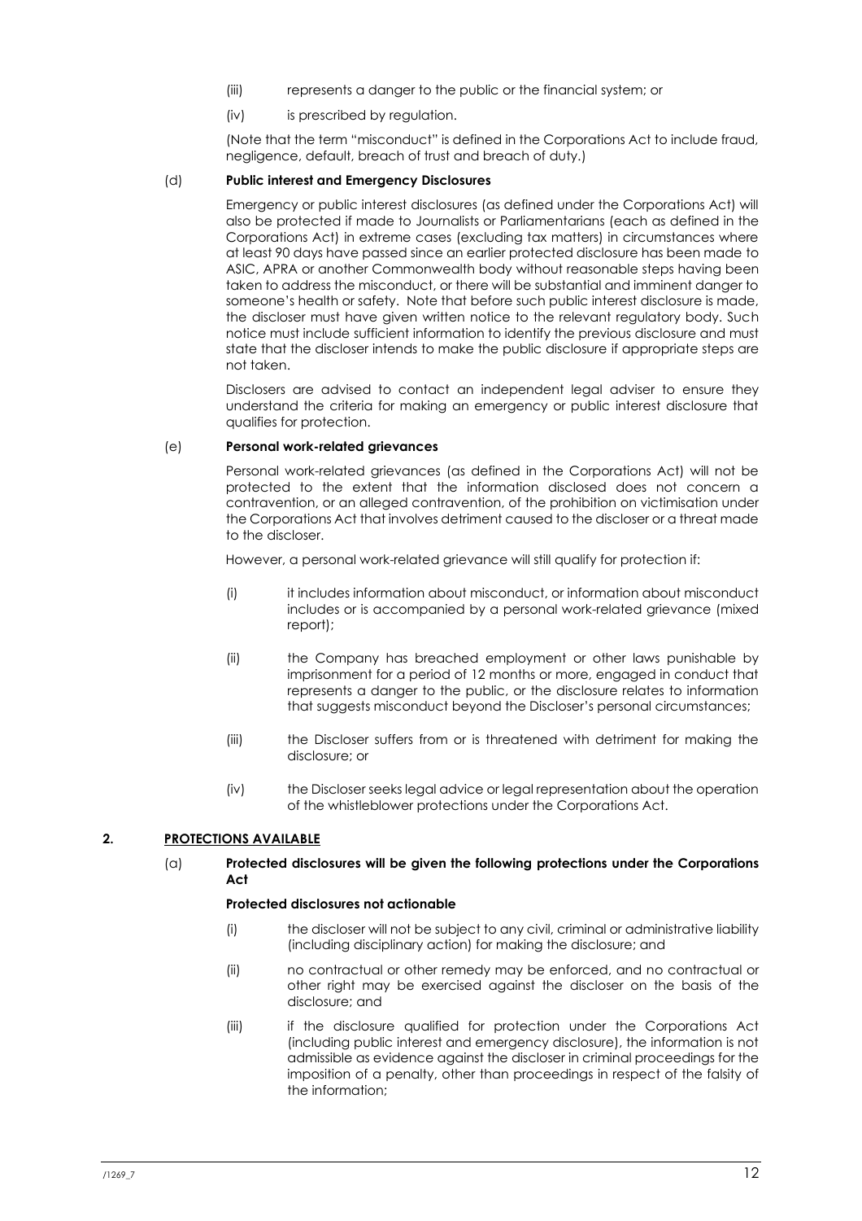(iii) represents a danger to the public or the financial system; or

(iv) is prescribed by regulation.

(Note that the term "misconduct" is defined in the Corporations Act to include fraud, negligence, default, breach of trust and breach of duty.)

(d) **Public interest and Emergency Disclosures**

Emergency or public interest disclosures (as defined under the Corporations Act) will also be protected if made to Journalists or Parliamentarians (each as defined in the Corporations Act) in extreme cases (excluding tax matters) in circumstances where at least 90 days have passed since an earlier protected disclosure has been made to ASIC, APRA or another Commonwealth body without reasonable steps having been taken to address the misconduct, or there will be substantial and imminent danger to someone's health or safety. Note that before such public interest disclosure is made, the discloser must have given written notice to the relevant regulatory body. Such notice must include sufficient information to identify the previous disclosure and must state that the discloser intends to make the public disclosure if appropriate steps are not taken.

Disclosers are advised to contact an independent legal adviser to ensure they understand the criteria for making an emergency or public interest disclosure that qualifies for protection.

(e) **Personal work-related grievances**

Personal work-related grievances (as defined in the Corporations Act) will not be protected to the extent that the information disclosed does not concern a contravention, or an alleged contravention, of the prohibition on victimisation under the Corporations Act that involves detriment caused to the discloser or a threat made to the discloser.

However, a personal work-related grievance will still qualify for protection if:

(i) it includes information about misconduct, or information about misconduct includes or is accompanied by a personal work-related grievance (mixed report);

(ii) the Company has breached employment or other laws punishable by imprisonment for a period of 12 months or more, engaged in conduct that represents a danger to the public, or the disclosure relates to information that suggests misconduct beyond the Discloser's personal circumstances;

(iii) the Discloser suffers from or is threatened with detriment for making the disclosure; or

(iv) the Discloser seeks legal advice or legal representation about the operation of the whistleblower protections under the Corporations Act.

## 2. PROTECTIONS AVAILABLE

(a) **Protected disclosures will be given the following protections under the Corporations Act**

**Protected disclosures not actionable**

(i) the discloser will not be subject to any civil, criminal or administrative liability (including disciplinary action) for making the disclosure; and

(ii) no contractual or other remedy may be enforced, and no contractual or other right may be exercised against the discloser on the basis of the disclosure; and

(iii) if the disclosure qualified for protection under the Corporations Act (including public interest and emergency disclosure), the information is not admissible as evidence against the discloser in criminal proceedings for the imposition of a penalty, other than proceedings in respect of the falsity of the information;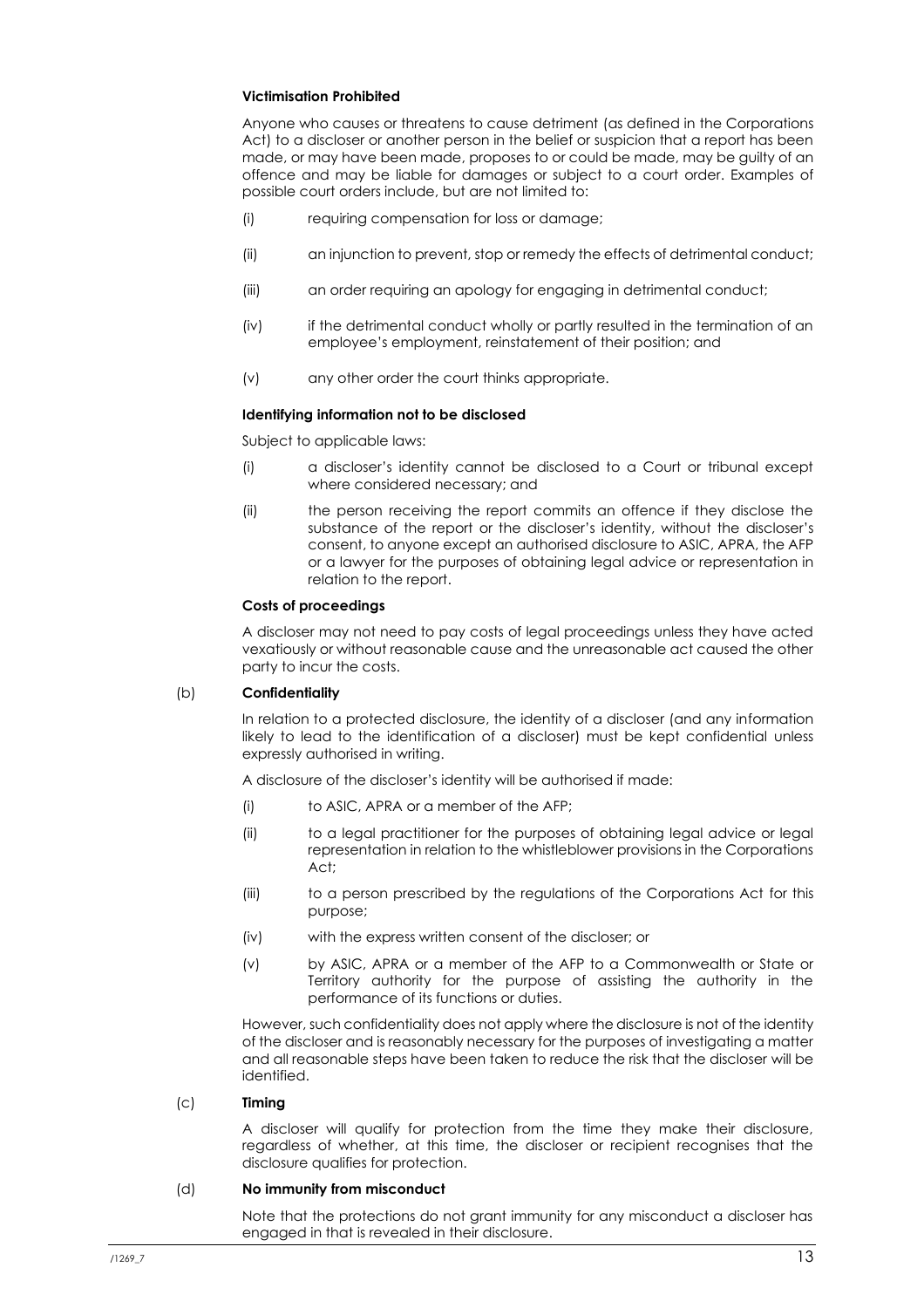**Victimisation Prohibited**

Anyone who causes or threatens to cause detriment (as defined in the Corporations Act) to a discloser or another person in the belief or suspicion that a report has been made, or may have been made, proposes to or could be made, may be guilty of an offence and may be liable for damages or subject to a court order. Examples of possible court orders include, but are not limited to:

(i) requiring compensation for loss or damage;

(ii) an injunction to prevent, stop or remedy the effects of detrimental conduct;

(iii) an order requiring an apology for engaging in detrimental conduct;

(iv) if the detrimental conduct wholly or partly resulted in the termination of an employee's employment, reinstatement of their position; and

(v) any other order the court thinks appropriate.

**Identifying information not to be disclosed**

Subject to applicable laws:

(i) a discloser's identity cannot be disclosed to a Court or tribunal except where considered necessary; and

(ii) the person receiving the report commits an offence if they disclose the substance of the report or the discloser's identity, without the discloser's consent, to anyone except an authorised disclosure to ASIC, APRA, the AFP or a lawyer for the purposes of obtaining legal advice or representation in relation to the report.

**Costs of proceedings**

A discloser may not need to pay costs of legal proceedings unless they have acted vexatiously or without reasonable cause and the unreasonable act caused the other party to incur the costs.

(b) **Confidentiality**

In relation to a protected disclosure, the identity of a discloser (and any information likely to lead to the identification of a discloser) must be kept confidential unless expressly authorised in writing.

A disclosure of the discloser's identity will be authorised if made:

(i) to ASIC, APRA or a member of the AFP;

(ii) to a legal practitioner for the purposes of obtaining legal advice or legal representation in relation to the whistleblower provisions in the Corporations Act;

(iii) to a person prescribed by the regulations of the Corporations Act for this purpose;

(iv) with the express written consent of the discloser; or

(v) by ASIC, APRA or a member of the AFP to a Commonwealth or State or Territory authority for the purpose of assisting the authority in the performance of its functions or duties.

However, such confidentiality does not apply where the disclosure is not of the identity of the discloser and is reasonably necessary for the purposes of investigating a matter and all reasonable steps have been taken to reduce the risk that the discloser will be identified.

(c) **Timing**

A discloser will qualify for protection from the time they make their disclosure, regardless of whether, at this time, the discloser or recipient recognises that the disclosure qualifies for protection.

(d) **No immunity from misconduct**

Note that the protections do not grant immunity for any misconduct a discloser has engaged in that is revealed in their disclosure.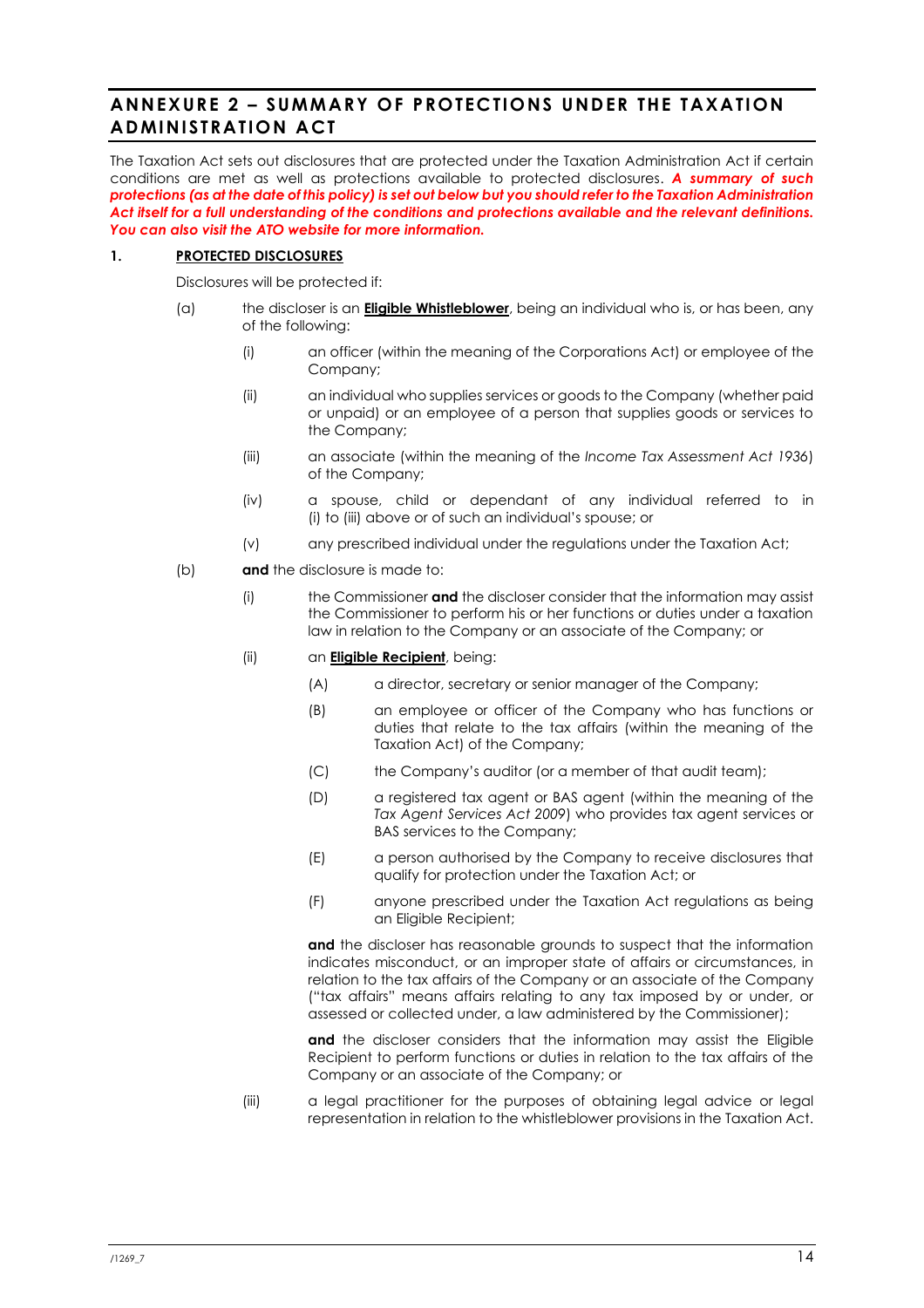# ANNEXURE 2 – SUMMARY OF PROTECTIONS UNDER THE TAXATION ADMINISTRATION ACT

The Taxation Act sets out disclosures that are protected under the Taxation Administration Act if certain conditions are met as well as protections available to protected disclosures. ***A summary of such protections (as at the date of this policy) is set out below but you should refer to the Taxation Administration Act itself for a full understanding of the conditions and protections available and the relevant definitions. You can also visit the ATO website for more information.***

## 1. PROTECTED DISCLOSURES

Disclosures will be protected if:

(a) the discloser is an **Eligible Whistleblower**, being an individual who is, or has been, any of the following:

- (i) an officer (within the meaning of the Corporations Act) or employee of the Company;
- (ii) an individual who supplies services or goods to the Company (whether paid or unpaid) or an employee of a person that supplies goods or services to the Company;
- (iii) an associate (within the meaning of the *Income Tax Assessment Act 1936*) of the Company;
- (iv) a spouse, child or dependant of any individual referred to in (i) to (iii) above or of such an individual's spouse; or
- (v) any prescribed individual under the regulations under the Taxation Act;

(b) **and** the disclosure is made to:

- (i) the Commissioner **and** the discloser consider that the information may assist the Commissioner to perform his or her functions or duties under a taxation law in relation to the Company or an associate of the Company; or
- (ii) an **Eligible Recipient**, being:
  - (A) a director, secretary or senior manager of the Company;
  - (B) an employee or officer of the Company who has functions or duties that relate to the tax affairs (within the meaning of the Taxation Act) of the Company;
  - (C) the Company's auditor (or a member of that audit team);
  - (D) a registered tax agent or BAS agent (within the meaning of the *Tax Agent Services Act 2009*) who provides tax agent services or BAS services to the Company;
  - (E) a person authorised by the Company to receive disclosures that qualify for protection under the Taxation Act; or
  - (F) anyone prescribed under the Taxation Act regulations as being an Eligible Recipient;

  **and** the discloser has reasonable grounds to suspect that the information indicates misconduct, or an improper state of affairs or circumstances, in relation to the tax affairs of the Company or an associate of the Company ("tax affairs" means affairs relating to any tax imposed by or under, or assessed or collected under, a law administered by the Commissioner);

  **and** the discloser considers that the information may assist the Eligible Recipient to perform functions or duties in relation to the tax affairs of the Company or an associate of the Company; or
- (iii) a legal practitioner for the purposes of obtaining legal advice or legal representation in relation to the whistleblower provisions in the Taxation Act.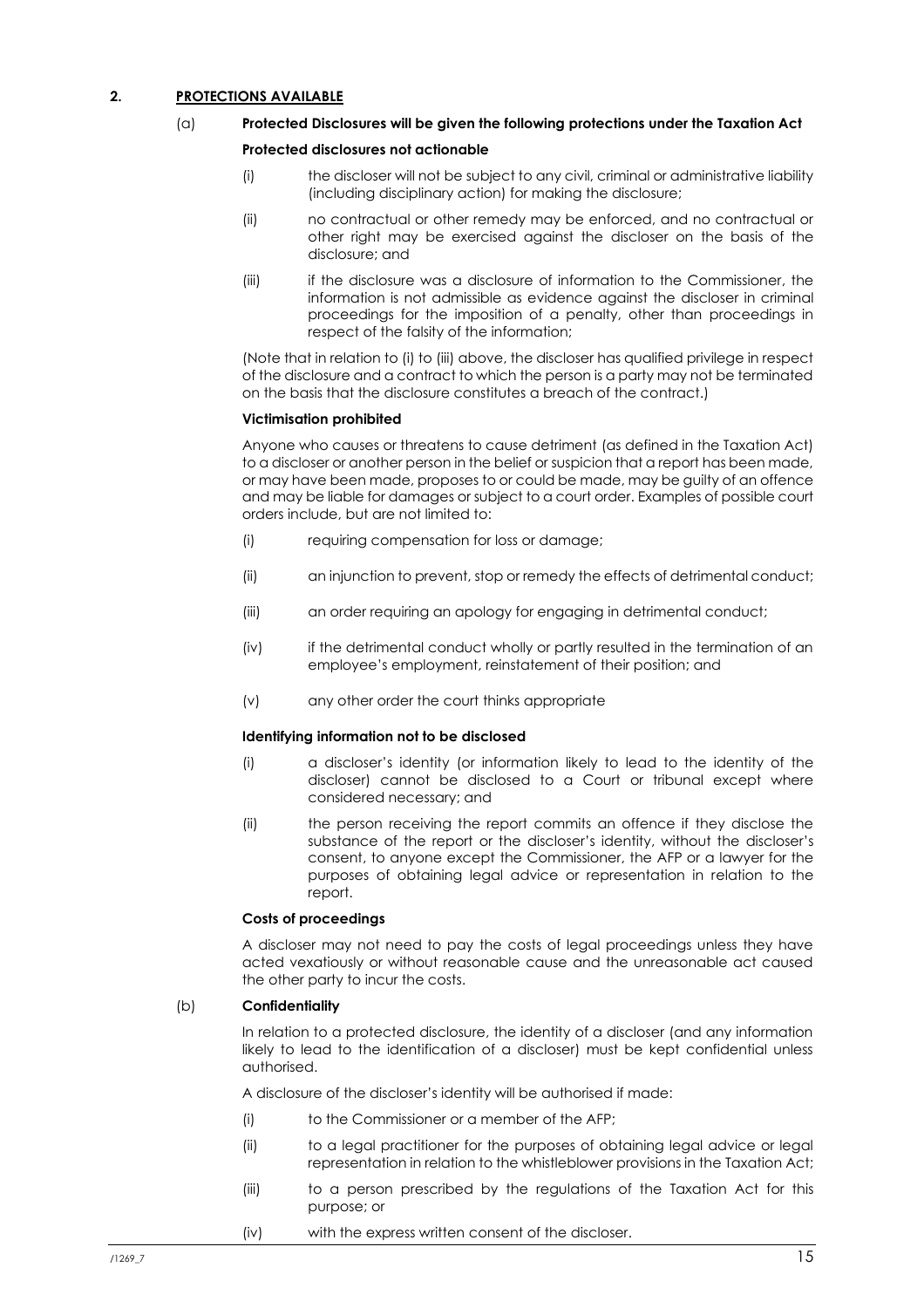## 2. PROTECTIONS AVAILABLE

### (a) Protected Disclosures will be given the following protections under the Taxation Act

**Protected disclosures not actionable**

(i) the discloser will not be subject to any civil, criminal or administrative liability (including disciplinary action) for making the disclosure;

(ii) no contractual or other remedy may be enforced, and no contractual or other right may be exercised against the discloser on the basis of the disclosure; and

(iii) if the disclosure was a disclosure of information to the Commissioner, the information is not admissible as evidence against the discloser in criminal proceedings for the imposition of a penalty, other than proceedings in respect of the falsity of the information;

(Note that in relation to (i) to (iii) above, the discloser has qualified privilege in respect of the disclosure and a contract to which the person is a party may not be terminated on the basis that the disclosure constitutes a breach of the contract.)

**Victimisation prohibited**

Anyone who causes or threatens to cause detriment (as defined in the Taxation Act) to a discloser or another person in the belief or suspicion that a report has been made, or may have been made, proposes to or could be made, may be guilty of an offence and may be liable for damages or subject to a court order. Examples of possible court orders include, but are not limited to:

(i) requiring compensation for loss or damage;

(ii) an injunction to prevent, stop or remedy the effects of detrimental conduct;

(iii) an order requiring an apology for engaging in detrimental conduct;

(iv) if the detrimental conduct wholly or partly resulted in the termination of an employee's employment, reinstatement of their position; and

(v) any other order the court thinks appropriate

**Identifying information not to be disclosed**

(i) a discloser's identity (or information likely to lead to the identity of the discloser) cannot be disclosed to a Court or tribunal except where considered necessary; and

(ii) the person receiving the report commits an offence if they disclose the substance of the report or the discloser's identity, without the discloser's consent, to anyone except the Commissioner, the AFP or a lawyer for the purposes of obtaining legal advice or representation in relation to the report.

**Costs of proceedings**

A discloser may not need to pay the costs of legal proceedings unless they have acted vexatiously or without reasonable cause and the unreasonable act caused the other party to incur the costs.

### (b) Confidentiality

In relation to a protected disclosure, the identity of a discloser (and any information likely to lead to the identification of a discloser) must be kept confidential unless authorised.

A disclosure of the discloser's identity will be authorised if made:

(i) to the Commissioner or a member of the AFP;

(ii) to a legal practitioner for the purposes of obtaining legal advice or legal representation in relation to the whistleblower provisions in the Taxation Act;

(iii) to a person prescribed by the regulations of the Taxation Act for this purpose; or

(iv) with the express written consent of the discloser.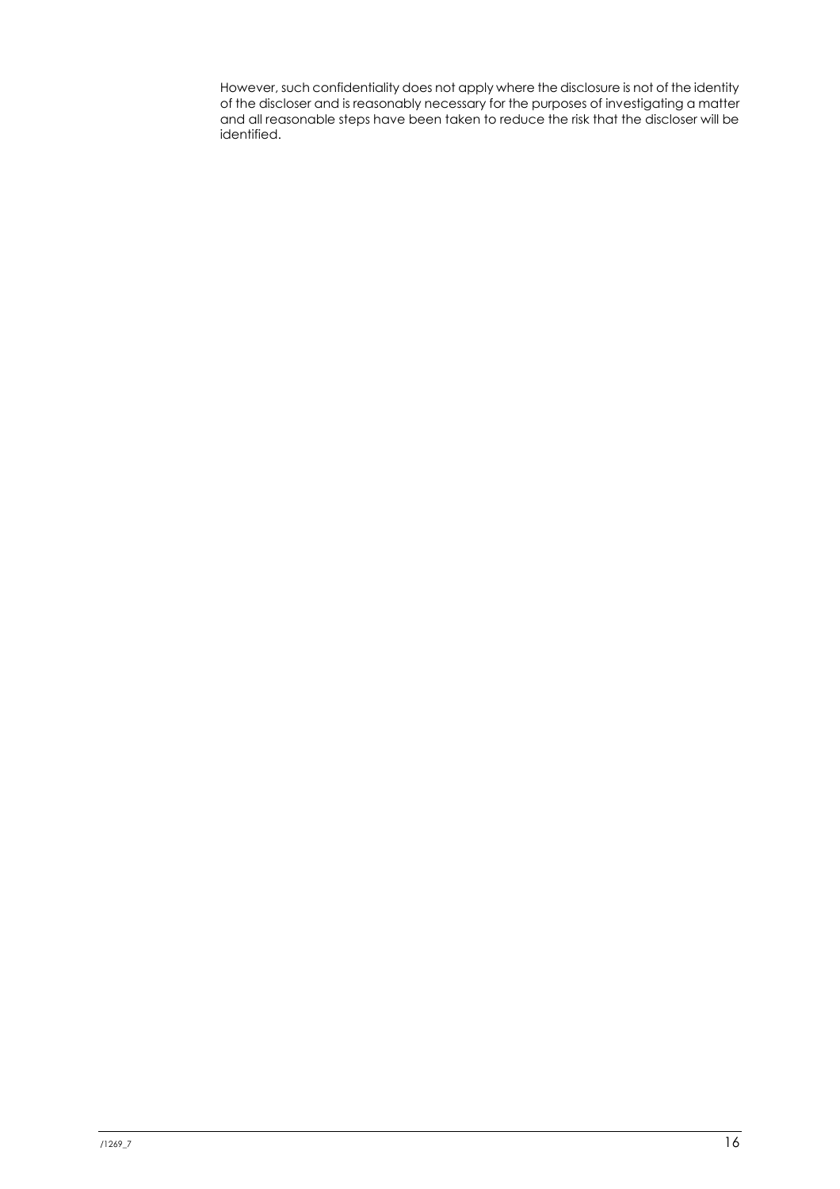However, such confidentiality does not apply where the disclosure is not of the identity of the discloser and is reasonably necessary for the purposes of investigating a matter and all reasonable steps have been taken to reduce the risk that the discloser will be identified.